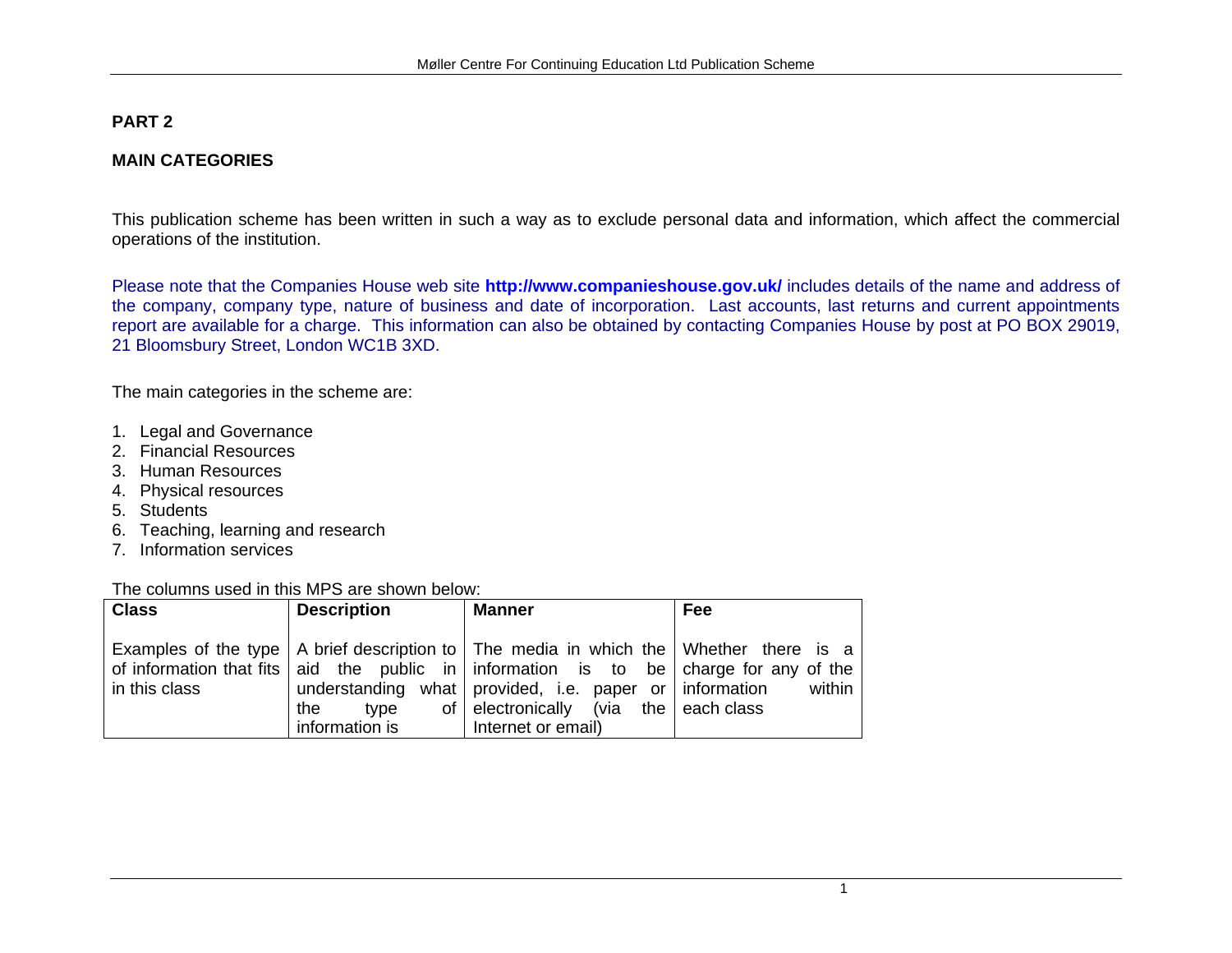## PART 2

## MAIN CATEGORIES

This publication scheme has been written in such a way as to exclude personal data and information, which affect the commercial operations of the institution.

Please note that the Companies House web site **http://www.companieshouse.gov.uk/** includes details of the name and address of the company, company type, nature of business and date of incorporation. Last accounts, last returns and current appointments report are available for a charge. This information can also be obtained by contacting Companies House by post at PO BOX 29019, 21 Bloomsbury Street, London WC1B 3XD.

The main categories in the scheme are:

1. Legal and Governance
2. Financial Resources
3. Human Resources
4. Physical resources
5. Students
6. Teaching, learning and research
7. Information services

The columns used in this MPS are shown below:

| Class | Description | Manner | Fee |
|---|---|---|---|
| Examples of the type of information that fits in this class | A brief description to aid the public in understanding what the type of information is | The media in which the information is to be provided, i.e. paper or electronically (via the Internet or email) | Whether there is a charge for any of the information within each class |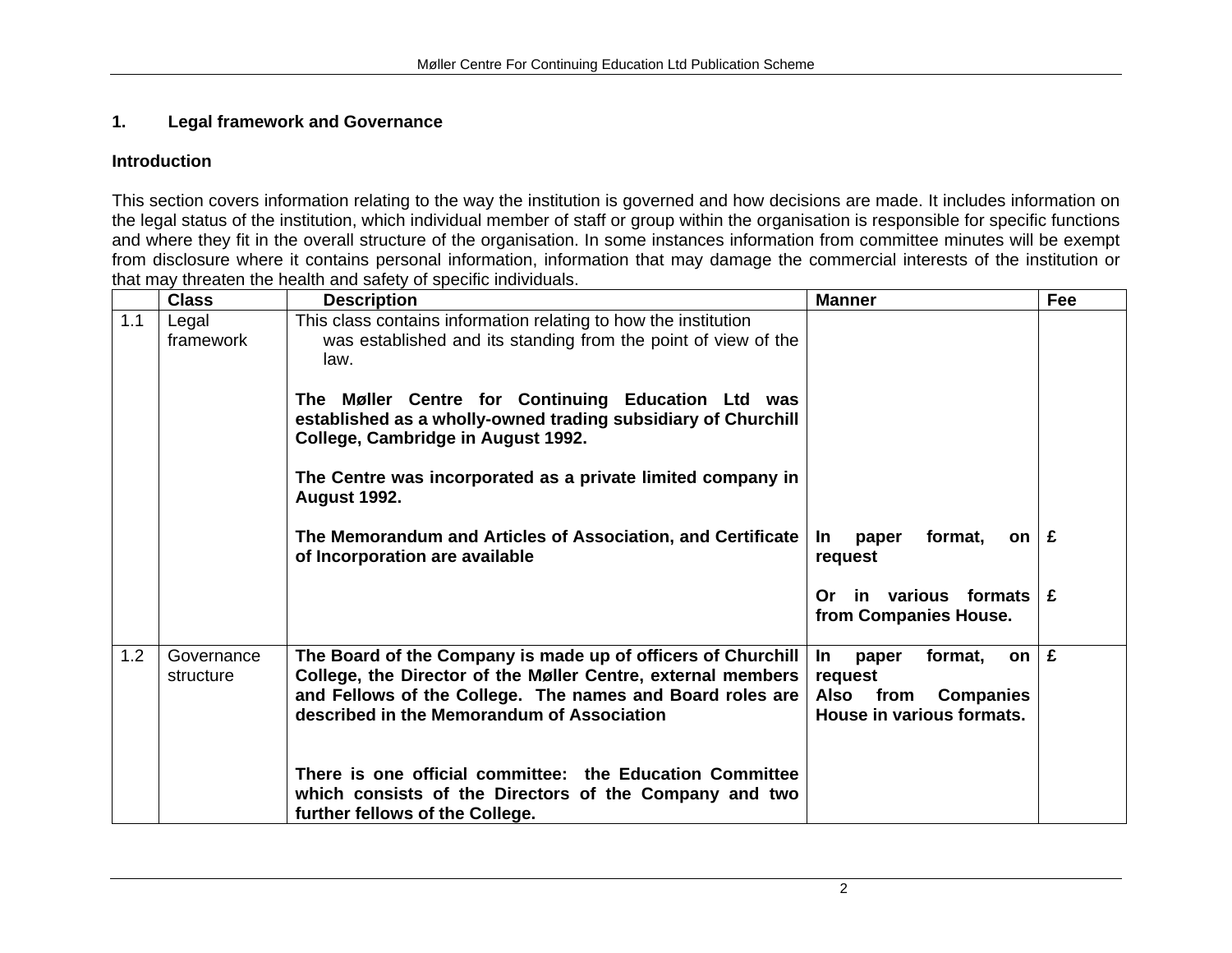## 1. Legal framework and Governance

### Introduction

This section covers information relating to the way the institution is governed and how decisions are made. It includes information on the legal status of the institution, which individual member of staff or group within the organisation is responsible for specific functions and where they fit in the overall structure of the organisation. In some instances information from committee minutes will be exempt from disclosure where it contains personal information, information that may damage the commercial interests of the institution or that may threaten the health and safety of specific individuals.

| | Class | Description | Manner | Fee |
|---|---|---|---|---|
| 1.1 | Legal framework | This class contains information relating to how the institution was established and its standing from the point of view of the law.<br><br>**The Møller Centre for Continuing Education Ltd was established as a wholly-owned trading subsidiary of Churchill College, Cambridge in August 1992.**<br><br>**The Centre was incorporated as a private limited company in August 1992.**<br><br>**The Memorandum and Articles of Association, and Certificate of Incorporation are available** | **In paper format, on request**<br><br>**Or in various formats from Companies House.** | **£**<br><br>**£** |
| 1.2 | Governance structure | **The Board of the Company is made up of officers of Churchill College, the Director of the Møller Centre, external members and Fellows of the College. The names and Board roles are described in the Memorandum of Association**<br><br>**There is one official committee: the Education Committee which consists of the Directors of the Company and two further fellows of the College.** | **In paper format, on request**<br>**Also from Companies House in various formats.** | **£** |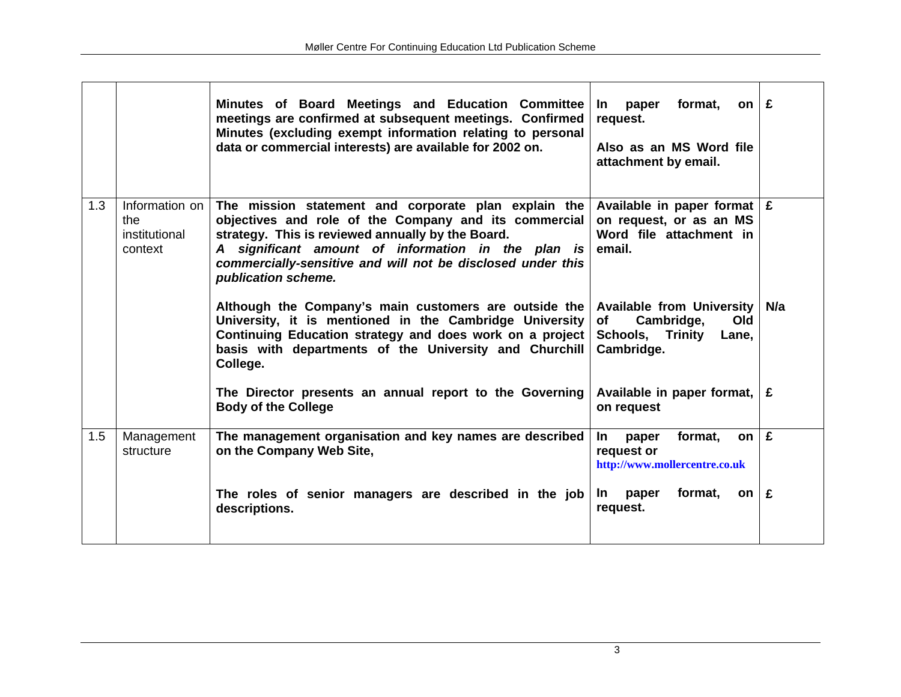| | | | | |
|---|---|---|---|---|
| | | **Minutes of Board Meetings and Education Committee meetings are confirmed at subsequent meetings. Confirmed Minutes (excluding exempt information relating to personal data or commercial interests) are available for 2002 on.** | **In paper format, on request.**<br><br>**Also as an MS Word file attachment by email.** | **£** |
| 1.3 | Information on the institutional context | **The mission statement and corporate plan explain the objectives and role of the Company and its commercial strategy. This is reviewed annually by the Board.**<br>***A significant amount of information in the plan is commercially-sensitive and will not be disclosed under this publication scheme.*** | **Available in paper format on request, or as an MS Word file attachment in email.** | **£** |
| | | **Although the Company's main customers are outside the University, it is mentioned in the Cambridge University Continuing Education strategy and does work on a project basis with departments of the University and Churchill College.** | **Available from University of Cambridge, Old Schools, Trinity Lane, Cambridge.** | **N/a** |
| | | **The Director presents an annual report to the Governing Body of the College** | **Available in paper format, on request** | **£** |
| 1.5 | Management structure | **The management organisation and key names are described on the Company Web Site,** | **In paper format, on request or**<br>**http://www.mollercentre.co.uk** | **£** |
| | | **The roles of senior managers are described in the job descriptions.** | **In paper format, on request.** | **£** |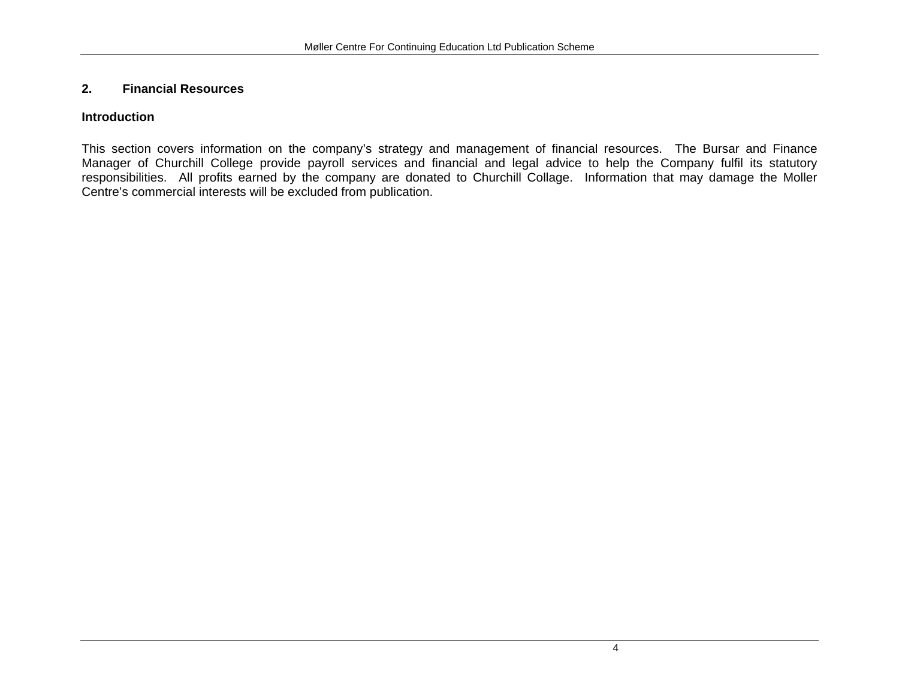## 2. Financial Resources

### Introduction

This section covers information on the company's strategy and management of financial resources. The Bursar and Finance Manager of Churchill College provide payroll services and financial and legal advice to help the Company fulfil its statutory responsibilities. All profits earned by the company are donated to Churchill Collage. Information that may damage the Moller Centre's commercial interests will be excluded from publication.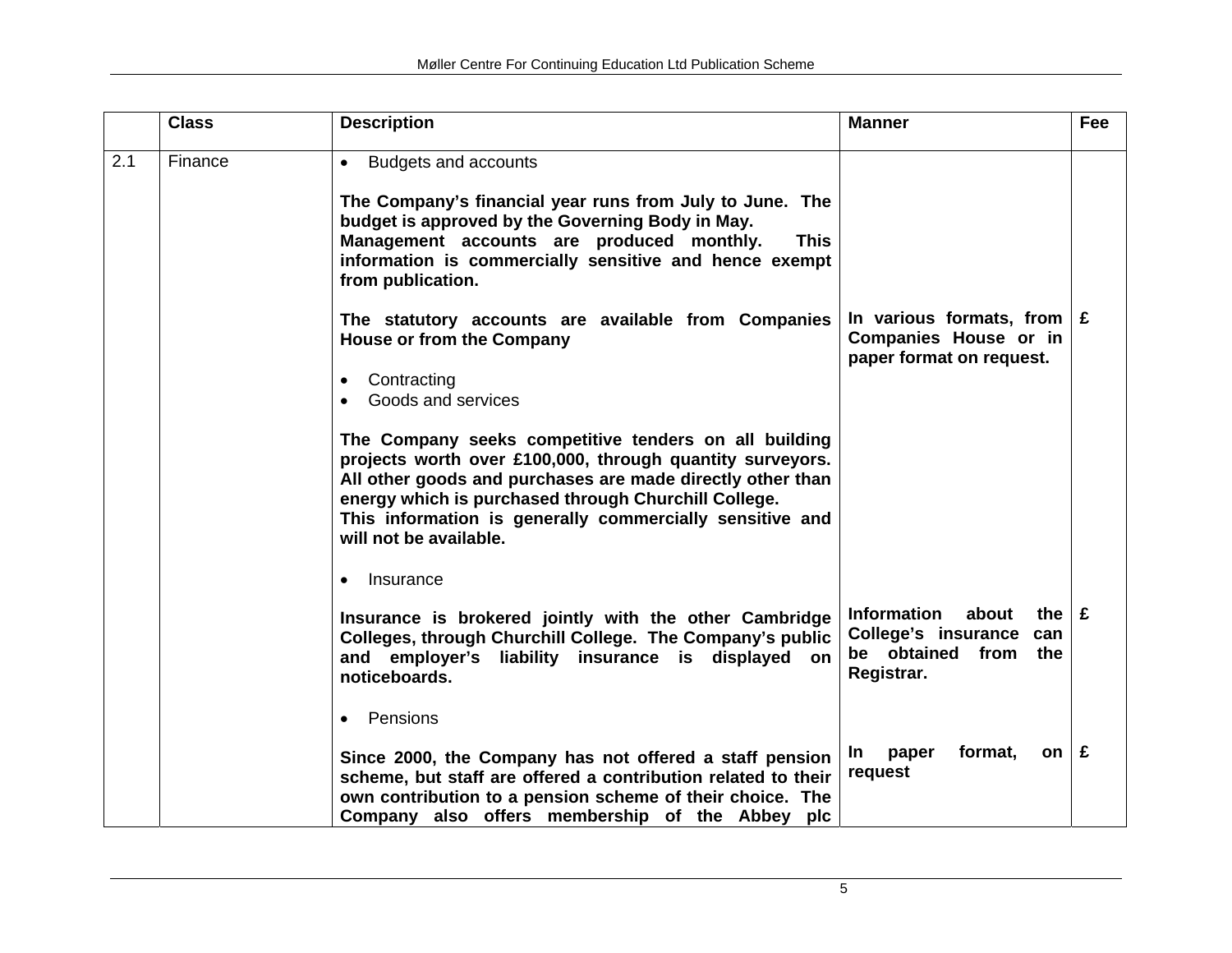|  | Class | Description | Manner | Fee |
|---|---|---|---|---|
| 2.1 | Finance | • Budgets and accounts<br><br>**The Company's financial year runs from July to June. The budget is approved by the Governing Body in May. Management accounts are produced monthly. This information is commercially sensitive and hence exempt from publication.** |  |  |
|  |  | **The statutory accounts are available from Companies House or from the Company** | **In various formats, from Companies House or in paper format on request.** | **£** |
|  |  | • Contracting<br>• Goods and services<br><br>**The Company seeks competitive tenders on all building projects worth over £100,000, through quantity surveyors. All other goods and purchases are made directly other than energy which is purchased through Churchill College. This information is generally commercially sensitive and will not be available.** |  |  |
|  |  | • Insurance<br><br>**Insurance is brokered jointly with the other Cambridge Colleges, through Churchill College. The Company's public and employer's liability insurance is displayed on noticeboards.** | **Information about the College's insurance can be obtained from the Registrar.** | **£** |
|  |  | • Pensions<br><br>**Since 2000, the Company has not offered a staff pension scheme, but staff are offered a contribution related to their own contribution to a pension scheme of their choice. The Company also offers membership of the Abbey plc** | **In paper format, on request** | **£** |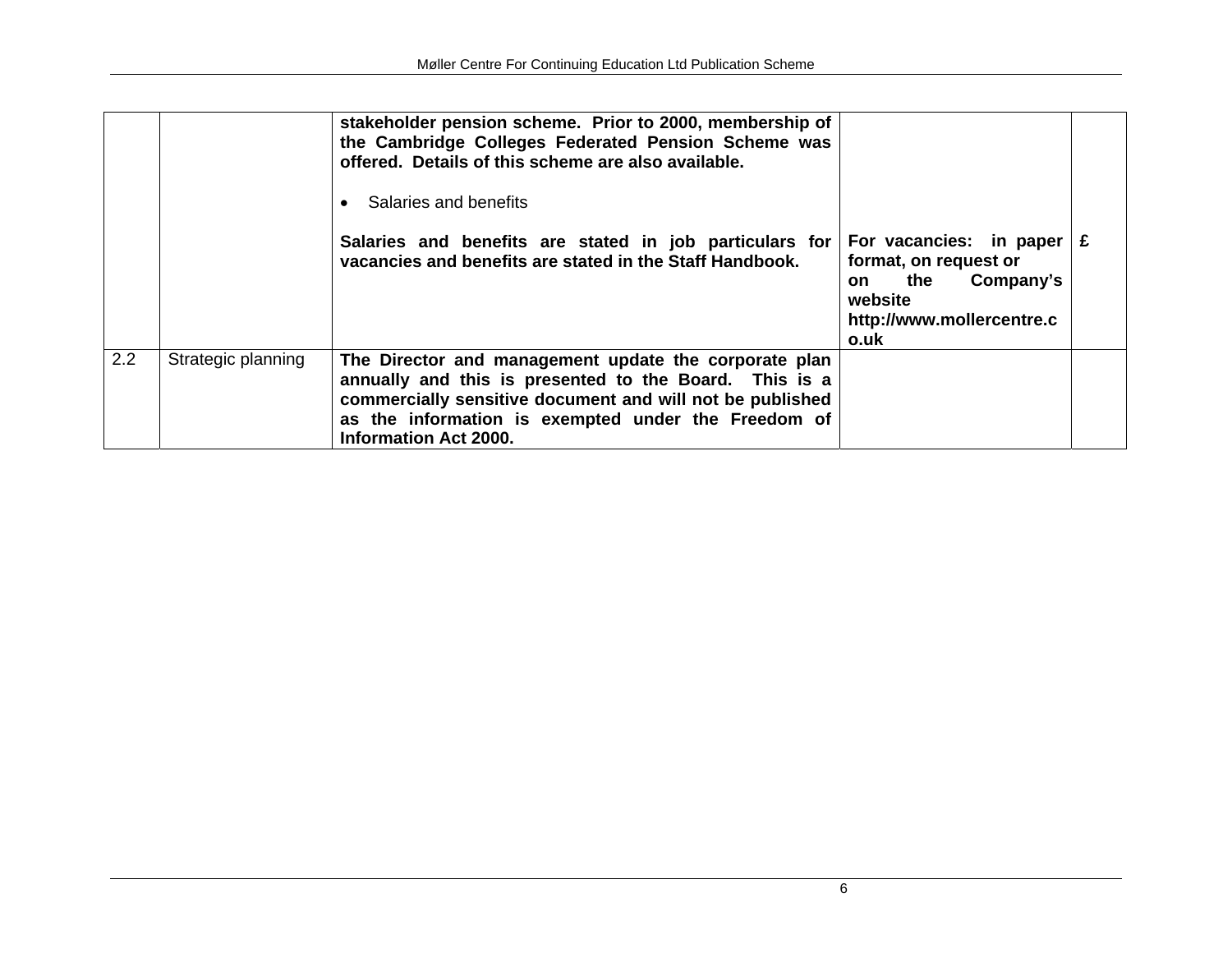| | | | | |
|---|---|---|---|---|
| | | **stakeholder pension scheme. Prior to 2000, membership of the Cambridge Colleges Federated Pension Scheme was offered. Details of this scheme are also available.**<br><br>• Salaries and benefits<br><br>**Salaries and benefits are stated in job particulars for vacancies and benefits are stated in the Staff Handbook.** | **For vacancies: in paper format, on request or on the Company's website http://www.mollercentre.co.uk** | **£** |
| 2.2 | Strategic planning | **The Director and management update the corporate plan annually and this is presented to the Board. This is a commercially sensitive document and will not be published as the information is exempted under the Freedom of Information Act 2000.** | | |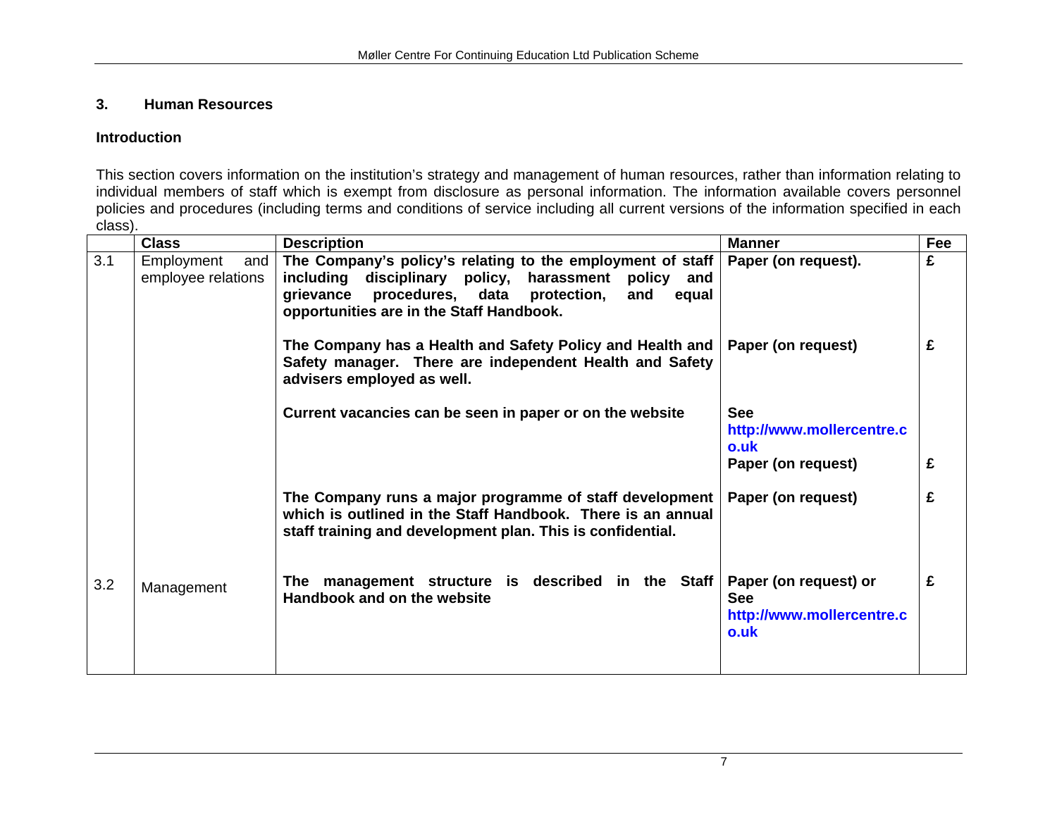## 3. Human Resources

### Introduction

This section covers information on the institution's strategy and management of human resources, rather than information relating to individual members of staff which is exempt from disclosure as personal information. The information available covers personnel policies and procedures (including terms and conditions of service including all current versions of the information specified in each class).

| | Class | Description | Manner | Fee |
|---|---|---|---|---|
| 3.1 | Employment and employee relations | **The Company's policy's relating to the employment of staff including disciplinary policy, harassment policy and grievance procedures, data protection, and equal opportunities are in the Staff Handbook.** | **Paper (on request).** | **£** |
| | | **The Company has a Health and Safety Policy and Health and Safety manager. There are independent Health and Safety advisers employed as well.** | **Paper (on request)** | **£** |
| | | **Current vacancies can be seen in paper or on the website** | **See http://www.mollercentre.co.uk** <br> **Paper (on request)** | **£** |
| | | **The Company runs a major programme of staff development which is outlined in the Staff Handbook. There is an annual staff training and development plan. This is confidential.** | **Paper (on request)** | **£** |
| 3.2 | Management | **The management structure is described in the Staff Handbook and on the website** | **Paper (on request) or See http://www.mollercentre.co.uk** | **£** |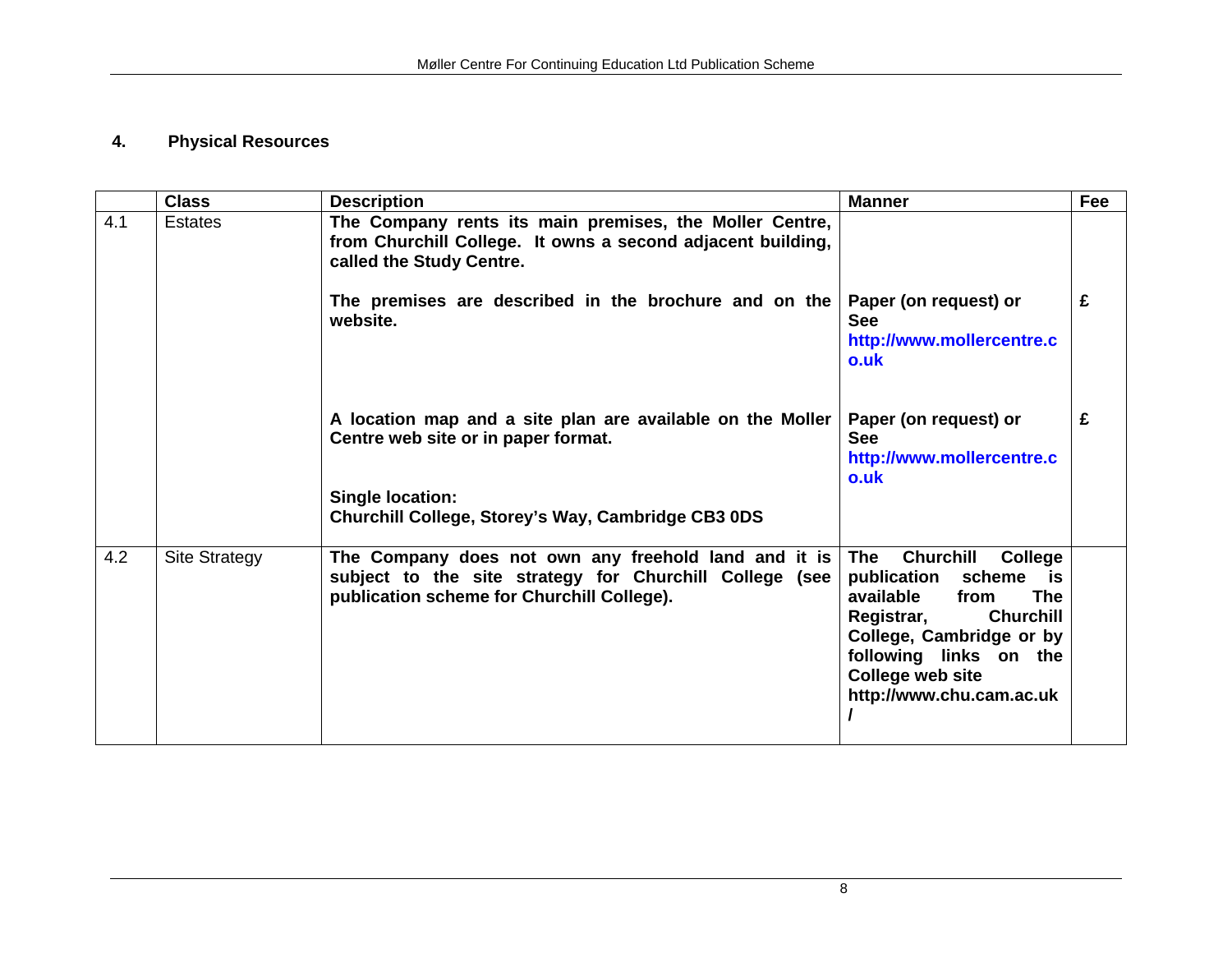## 4. Physical Resources

| | Class | Description | Manner | Fee |
|---|---|---|---|---|
| 4.1 | Estates | **The Company rents its main premises, the Moller Centre, from Churchill College. It owns a second adjacent building, called the Study Centre.** | | |
| | | **The premises are described in the brochure and on the website.** | **Paper (on request) or See http://www.mollercentre.co.uk** | **£** |
| | | **A location map and a site plan are available on the Moller Centre web site or in paper format.**<br><br>**Single location:**<br>**Churchill College, Storey's Way, Cambridge CB3 0DS** | **Paper (on request) or See http://www.mollercentre.co.uk** | **£** |
| 4.2 | Site Strategy | **The Company does not own any freehold land and it is subject to the site strategy for Churchill College (see publication scheme for Churchill College).** | **The Churchill College publication scheme is available from The Registrar, Churchill College, Cambridge or by following links on the College web site http://www.chu.cam.ac.uk/** | |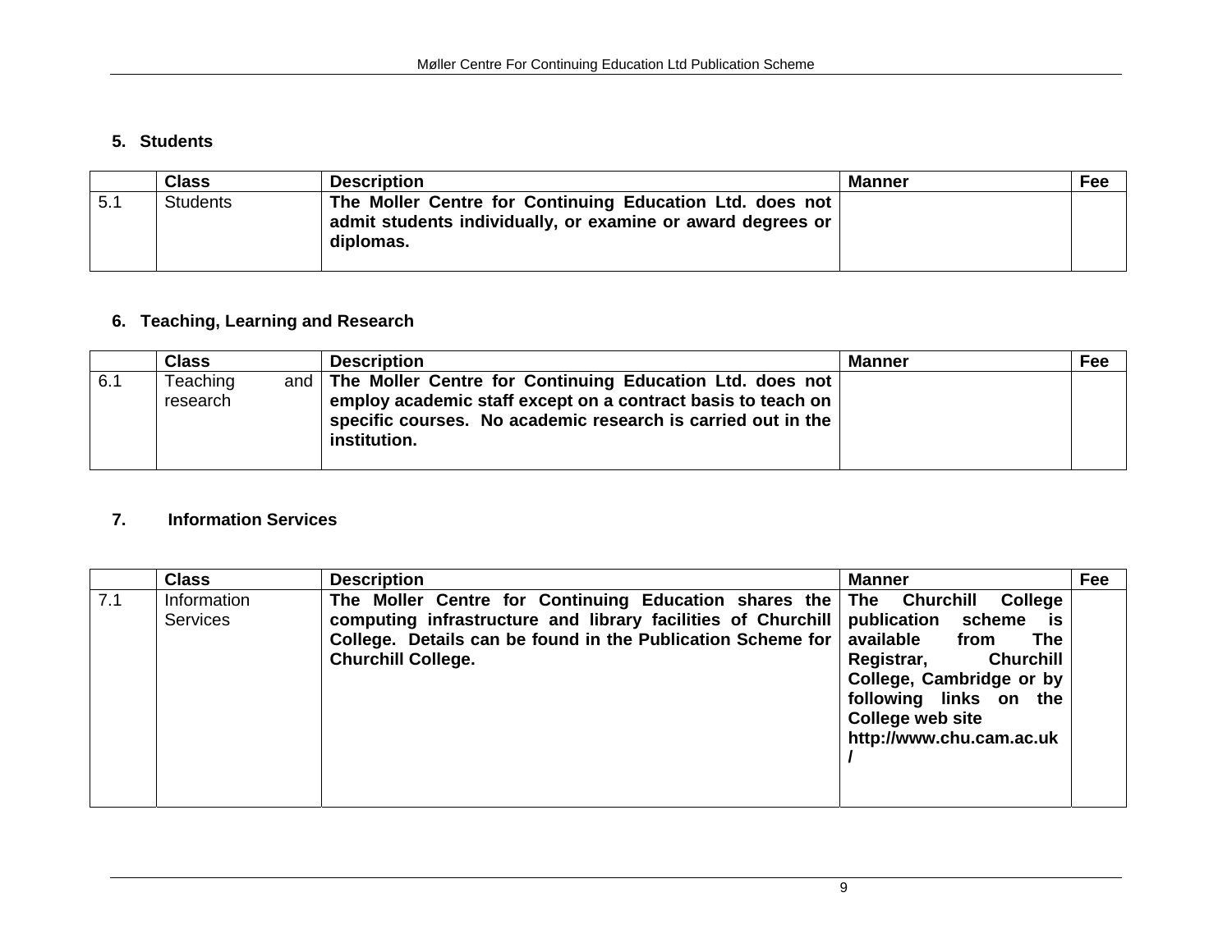## 5. Students

| | Class | Description | Manner | Fee |
|---|---|---|---|---|
| 5.1 | Students | **The Moller Centre for Continuing Education Ltd. does not admit students individually, or examine or award degrees or diplomas.** | | |

## 6. Teaching, Learning and Research

| | Class | Description | Manner | Fee |
|---|---|---|---|---|
| 6.1 | Teaching and research | **The Moller Centre for Continuing Education Ltd. does not employ academic staff except on a contract basis to teach on specific courses. No academic research is carried out in the institution.** | | |

## 7. Information Services

| | Class | Description | Manner | Fee |
|---|---|---|---|---|
| 7.1 | Information Services | **The Moller Centre for Continuing Education shares the computing infrastructure and library facilities of Churchill College. Details can be found in the Publication Scheme for Churchill College.** | **The Churchill College publication scheme is available from The Registrar, Churchill College, Cambridge or by following links on the College web site http://www.chu.cam.ac.uk/** | |